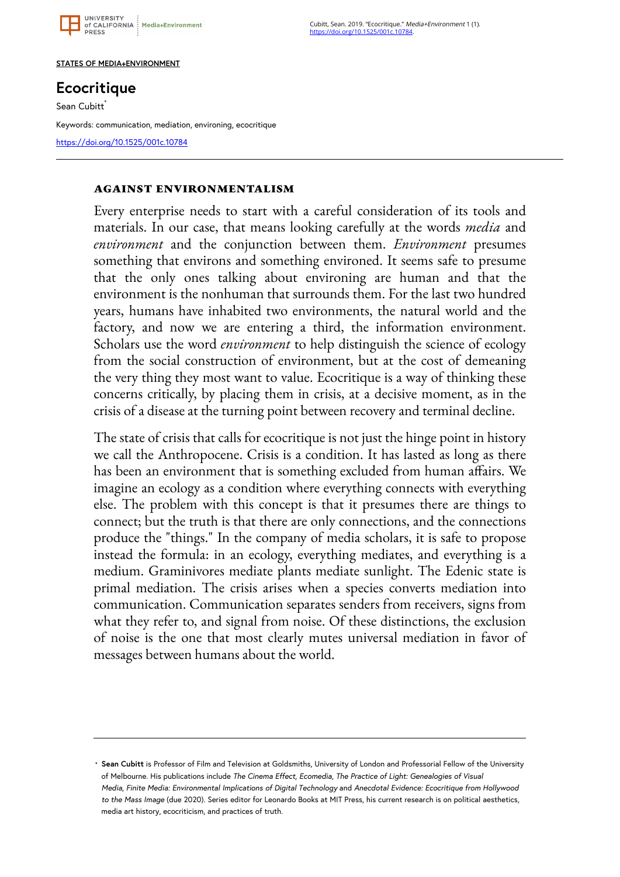STATES OF MEDIA+ENVIRONMENT

# Ecocritique

Sean Cubitt*

Keywords: communication, mediation, environing, ecocritique

https://doi.org/10.1525/001c.10784

## AGAINST ENVIRONMENTALISM

Every enterprise needs to start with a careful consideration of its tools and materials. In our case, that means looking carefully at the words *media* and *environment* and the conjunction between them. *Environment* presumes something that environs and something environed. It seems safe to presume that the only ones talking about environing are human and that the environment is the nonhuman that surrounds them. For the last two hundred years, humans have inhabited two environments, the natural world and the factory, and now we are entering a third, the information environment. Scholars use the word *environment* to help distinguish the science of ecology from the social construction of environment, but at the cost of demeaning the very thing they most want to value. Ecocritique is a way of thinking these concerns critically, by placing them in crisis, at a decisive moment, as in the crisis of a disease at the turning point between recovery and terminal decline.

The state of crisis that calls for ecocritique is not just the hinge point in history we call the Anthropocene. Crisis is a condition. It has lasted as long as there has been an environment that is something excluded from human affairs. We imagine an ecology as a condition where everything connects with everything else. The problem with this concept is that it presumes there are things to connect; but the truth is that there are only connections, and the connections produce the "things." In the company of media scholars, it is safe to propose instead the formula: in an ecology, everything mediates, and everything is a medium. Graminivores mediate plants mediate sunlight. The Edenic state is primal mediation. The crisis arises when a species converts mediation into communication. Communication separates senders from receivers, signs from what they refer to, and signal from noise. Of these distinctions, the exclusion of noise is the one that most clearly mutes universal mediation in favor of messages between humans about the world.

---

* **Sean Cubitt** is Professor of Film and Television at Goldsmiths, University of London and Professorial Fellow of the University of Melbourne. His publications include *The Cinema Effect, Ecomedia, The Practice of Light: Genealogies of Visual Media, Finite Media: Environmental Implications of Digital Technology* and *Anecdotal Evidence: Ecocritique from Hollywood to the Mass Image* (due 2020). Series editor for Leonardo Books at MIT Press, his current research is on political aesthetics, media art history, ecocriticism, and practices of truth.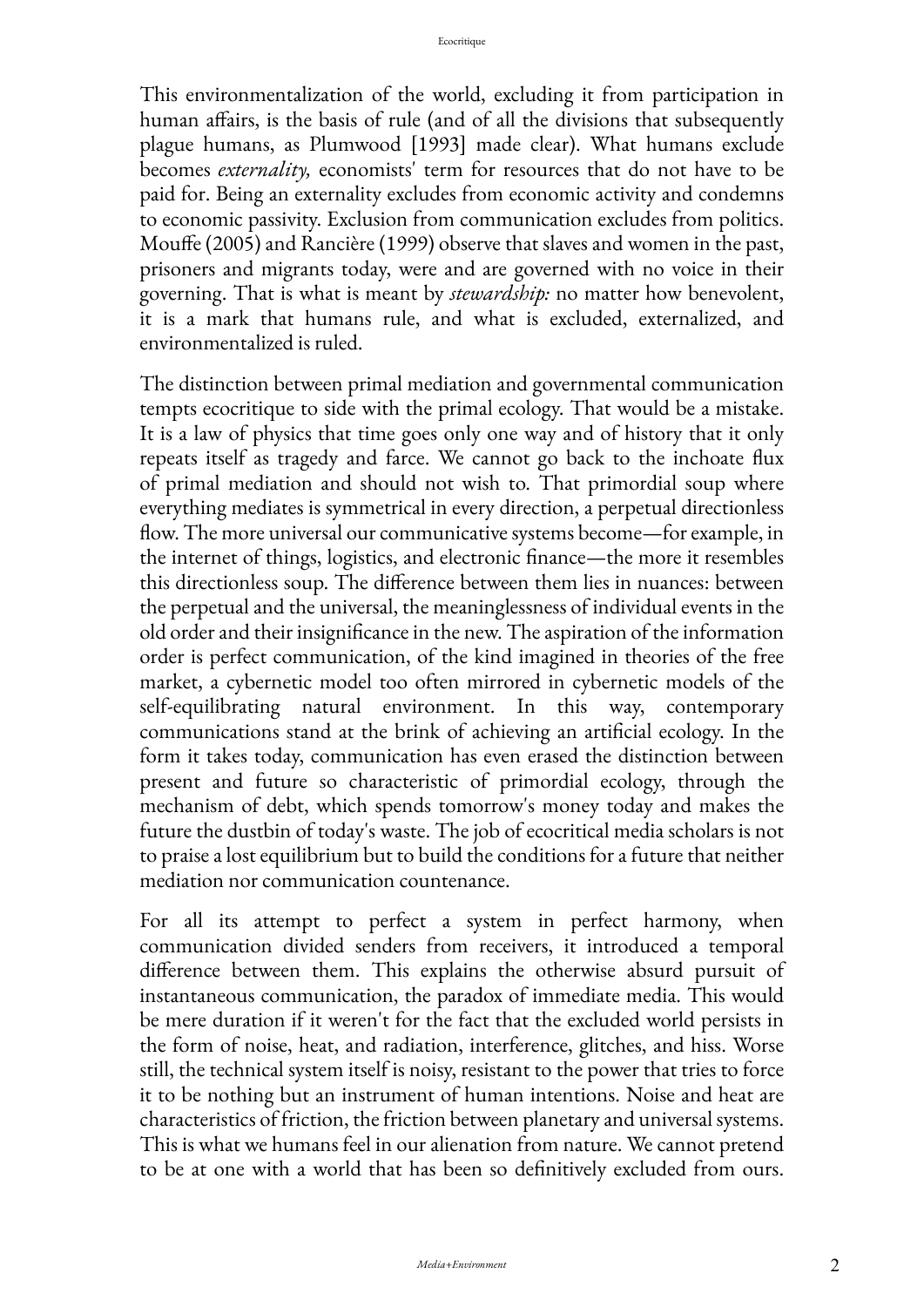This environmentalization of the world, excluding it from participation in human affairs, is the basis of rule (and of all the divisions that subsequently plague humans, as Plumwood [1993] made clear). What humans exclude becomes *externality,* economists' term for resources that do not have to be paid for. Being an externality excludes from economic activity and condemns to economic passivity. Exclusion from communication excludes from politics. Mouffe (2005) and Rancière (1999) observe that slaves and women in the past, prisoners and migrants today, were and are governed with no voice in their governing. That is what is meant by *stewardship:* no matter how benevolent, it is a mark that humans rule, and what is excluded, externalized, and environmentalized is ruled.

The distinction between primal mediation and governmental communication tempts ecocritique to side with the primal ecology. That would be a mistake. It is a law of physics that time goes only one way and of history that it only repeats itself as tragedy and farce. We cannot go back to the inchoate flux of primal mediation and should not wish to. That primordial soup where everything mediates is symmetrical in every direction, a perpetual directionless flow. The more universal our communicative systems become—for example, in the internet of things, logistics, and electronic finance—the more it resembles this directionless soup. The difference between them lies in nuances: between the perpetual and the universal, the meaninglessness of individual events in the old order and their insignificance in the new. The aspiration of the information order is perfect communication, of the kind imagined in theories of the free market, a cybernetic model too often mirrored in cybernetic models of the self-equilibrating natural environment. In this way, contemporary communications stand at the brink of achieving an artificial ecology. In the form it takes today, communication has even erased the distinction between present and future so characteristic of primordial ecology, through the mechanism of debt, which spends tomorrow's money today and makes the future the dustbin of today's waste. The job of ecocritical media scholars is not to praise a lost equilibrium but to build the conditions for a future that neither mediation nor communication countenance.

For all its attempt to perfect a system in perfect harmony, when communication divided senders from receivers, it introduced a temporal difference between them. This explains the otherwise absurd pursuit of instantaneous communication, the paradox of immediate media. This would be mere duration if it weren't for the fact that the excluded world persists in the form of noise, heat, and radiation, interference, glitches, and hiss. Worse still, the technical system itself is noisy, resistant to the power that tries to force it to be nothing but an instrument of human intentions. Noise and heat are characteristics of friction, the friction between planetary and universal systems. This is what we humans feel in our alienation from nature. We cannot pretend to be at one with a world that has been so definitively excluded from ours.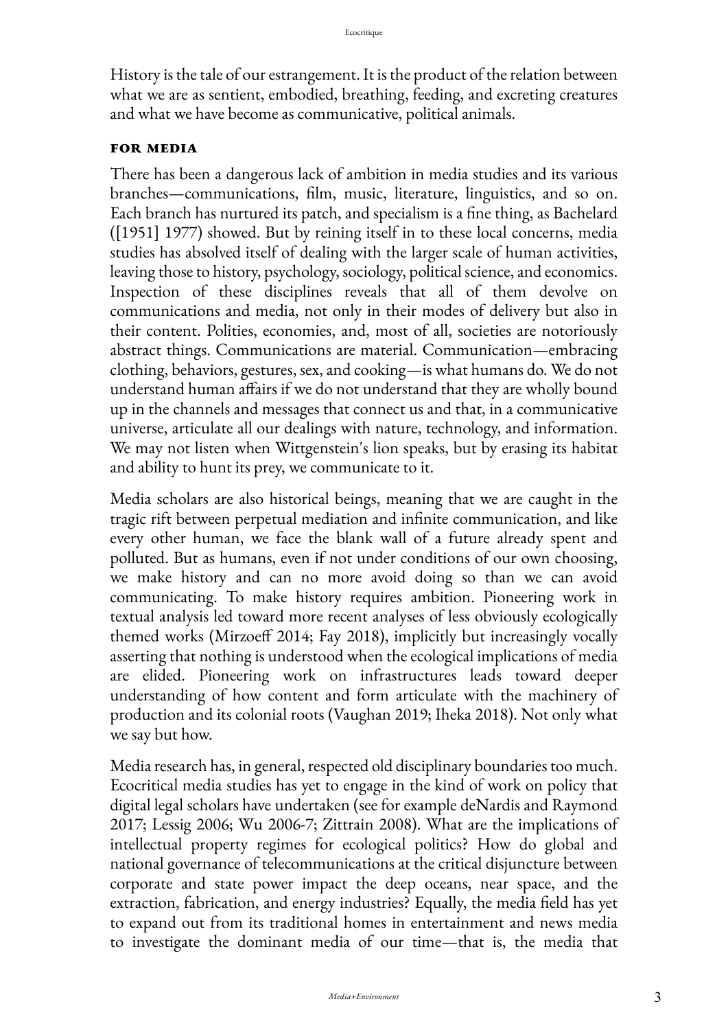History is the tale of our estrangement. It is the product of the relation between what we are as sentient, embodied, breathing, feeding, and excreting creatures and what we have become as communicative, political animals.

### FOR MEDIA

There has been a dangerous lack of ambition in media studies and its various branches—communications, film, music, literature, linguistics, and so on. Each branch has nurtured its patch, and specialism is a fine thing, as Bachelard ([1951] 1977) showed. But by reining itself in to these local concerns, media studies has absolved itself of dealing with the larger scale of human activities, leaving those to history, psychology, sociology, political science, and economics. Inspection of these disciplines reveals that all of them devolve on communications and media, not only in their modes of delivery but also in their content. Polities, economies, and, most of all, societies are notoriously abstract things. Communications are material. Communication—embracing clothing, behaviors, gestures, sex, and cooking—is what humans do. We do not understand human affairs if we do not understand that they are wholly bound up in the channels and messages that connect us and that, in a communicative universe, articulate all our dealings with nature, technology, and information. We may not listen when Wittgenstein's lion speaks, but by erasing its habitat and ability to hunt its prey, we communicate to it.

Media scholars are also historical beings, meaning that we are caught in the tragic rift between perpetual mediation and infinite communication, and like every other human, we face the blank wall of a future already spent and polluted. But as humans, even if not under conditions of our own choosing, we make history and can no more avoid doing so than we can avoid communicating. To make history requires ambition. Pioneering work in textual analysis led toward more recent analyses of less obviously ecologically themed works (Mirzoeff 2014; Fay 2018), implicitly but increasingly vocally asserting that nothing is understood when the ecological implications of media are elided. Pioneering work on infrastructures leads toward deeper understanding of how content and form articulate with the machinery of production and its colonial roots (Vaughan 2019; Iheka 2018). Not only what we say but how.

Media research has, in general, respected old disciplinary boundaries too much. Ecocritical media studies has yet to engage in the kind of work on policy that digital legal scholars have undertaken (see for example deNardis and Raymond 2017; Lessig 2006; Wu 2006-7; Zittrain 2008). What are the implications of intellectual property regimes for ecological politics? How do global and national governance of telecommunications at the critical disjuncture between corporate and state power impact the deep oceans, near space, and the extraction, fabrication, and energy industries? Equally, the media field has yet to expand out from its traditional homes in entertainment and news media to investigate the dominant media of our time—that is, the media that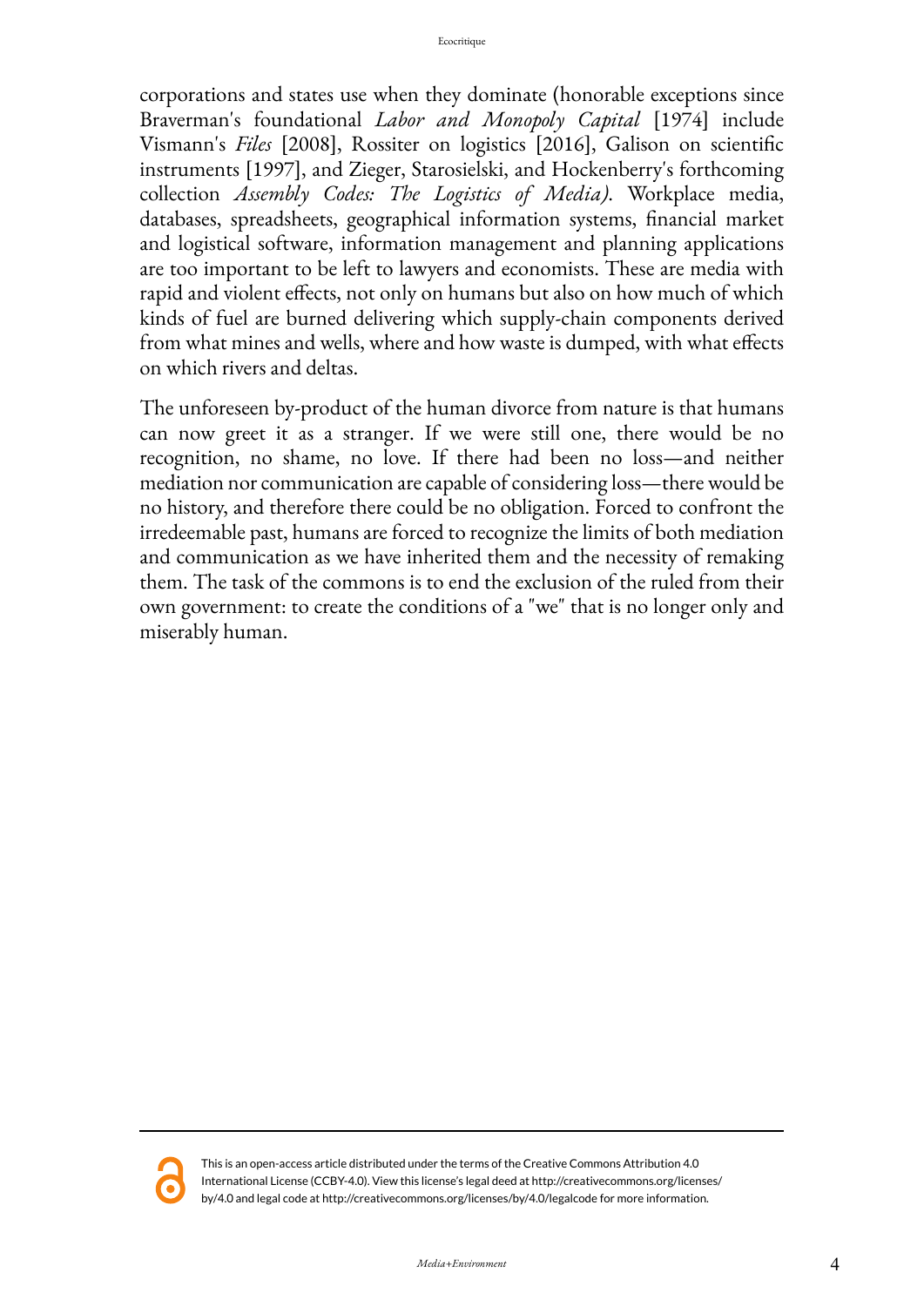corporations and states use when they dominate (honorable exceptions since Braverman's foundational *Labor and Monopoly Capital* [1974] include Vismann's *Files* [2008], Rossiter on logistics [2016], Galison on scientific instruments [1997], and Zieger, Starosielski, and Hockenberry's forthcoming collection *Assembly Codes: The Logistics of Media)*. Workplace media, databases, spreadsheets, geographical information systems, financial market and logistical software, information management and planning applications are too important to be left to lawyers and economists. These are media with rapid and violent effects, not only on humans but also on how much of which kinds of fuel are burned delivering which supply-chain components derived from what mines and wells, where and how waste is dumped, with what effects on which rivers and deltas.

The unforeseen by-product of the human divorce from nature is that humans can now greet it as a stranger. If we were still one, there would be no recognition, no shame, no love. If there had been no loss—and neither mediation nor communication are capable of considering loss—there would be no history, and therefore there could be no obligation. Forced to confront the irredeemable past, humans are forced to recognize the limits of both mediation and communication as we have inherited them and the necessity of remaking them. The task of the commons is to end the exclusion of the ruled from their own government: to create the conditions of a "we" that is no longer only and miserably human.

This is an open-access article distributed under the terms of the Creative Commons Attribution 4.0 International License (CCBY-4.0). View this license's legal deed at http://creativecommons.org/licenses/by/4.0 and legal code at http://creativecommons.org/licenses/by/4.0/legalcode for more information.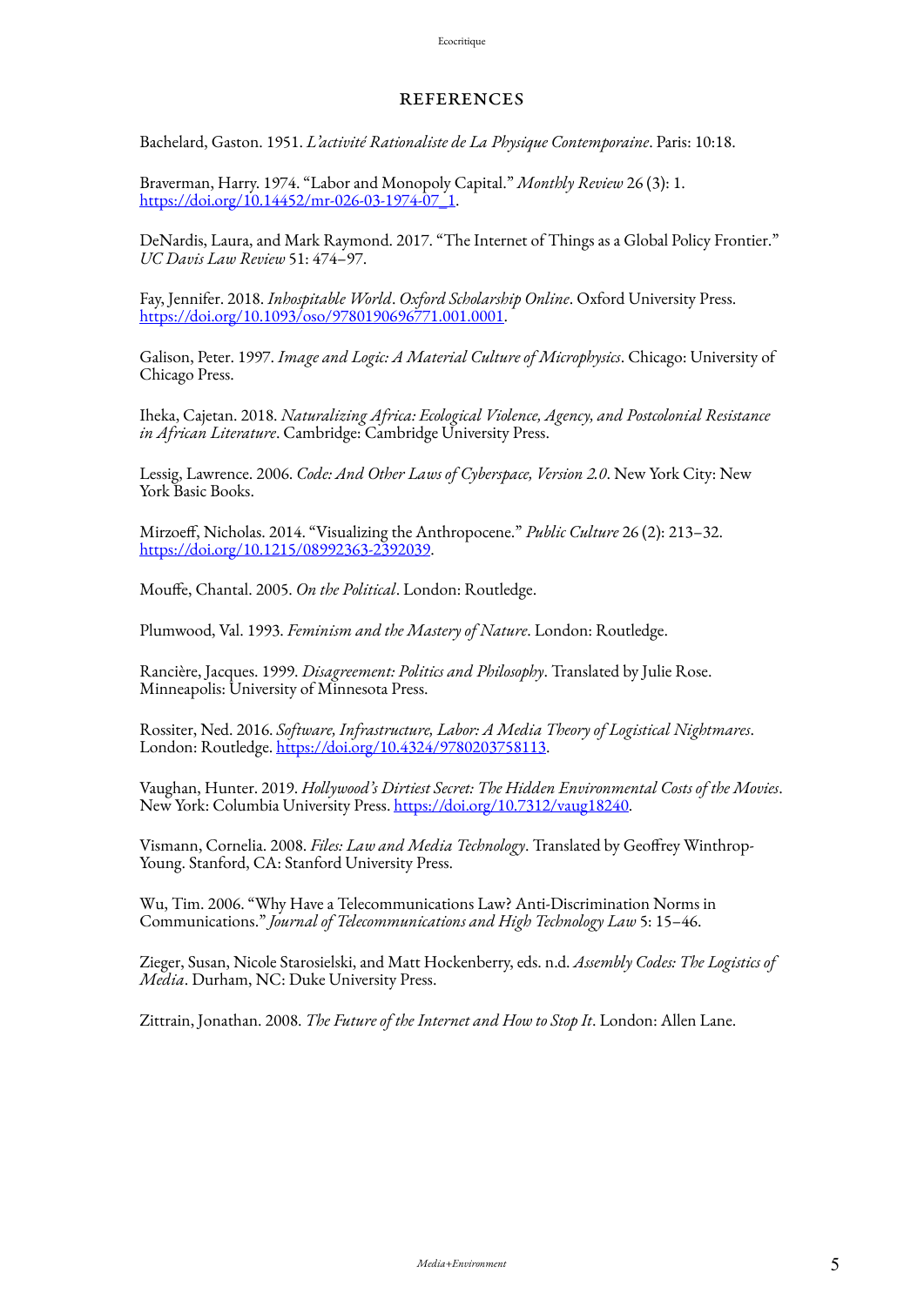## REFERENCES

Bachelard, Gaston. 1951. *L'activité Rationaliste de La Physique Contemporaine*. Paris: 10:18.

Braverman, Harry. 1974. "Labor and Monopoly Capital." *Monthly Review* 26 (3): 1. https://doi.org/10.14452/mr-026-03-1974-07_1.

DeNardis, Laura, and Mark Raymond. 2017. "The Internet of Things as a Global Policy Frontier." *UC Davis Law Review* 51: 474–97.

Fay, Jennifer. 2018. *Inhospitable World*. *Oxford Scholarship Online*. Oxford University Press. https://doi.org/10.1093/oso/9780190696771.001.0001.

Galison, Peter. 1997. *Image and Logic: A Material Culture of Microphysics*. Chicago: University of Chicago Press.

Iheka, Cajetan. 2018. *Naturalizing Africa: Ecological Violence, Agency, and Postcolonial Resistance in African Literature*. Cambridge: Cambridge University Press.

Lessig, Lawrence. 2006. *Code: And Other Laws of Cyberspace, Version 2.0*. New York City: New York Basic Books.

Mirzoeff, Nicholas. 2014. "Visualizing the Anthropocene." *Public Culture* 26 (2): 213–32. https://doi.org/10.1215/08992363-2392039.

Mouffe, Chantal. 2005. *On the Political*. London: Routledge.

Plumwood, Val. 1993. *Feminism and the Mastery of Nature*. London: Routledge.

Rancière, Jacques. 1999. *Disagreement: Politics and Philosophy*. Translated by Julie Rose. Minneapolis: University of Minnesota Press.

Rossiter, Ned. 2016. *Software, Infrastructure, Labor: A Media Theory of Logistical Nightmares*. London: Routledge. https://doi.org/10.4324/9780203758113.

Vaughan, Hunter. 2019. *Hollywood's Dirtiest Secret: The Hidden Environmental Costs of the Movies*. New York: Columbia University Press. https://doi.org/10.7312/vaug18240.

Vismann, Cornelia. 2008. *Files: Law and Media Technology*. Translated by Geoffrey Winthrop-Young. Stanford, CA: Stanford University Press.

Wu, Tim. 2006. "Why Have a Telecommunications Law? Anti-Discrimination Norms in Communications." *Journal of Telecommunications and High Technology Law* 5: 15–46.

Zieger, Susan, Nicole Starosielski, and Matt Hockenberry, eds. n.d. *Assembly Codes: The Logistics of Media*. Durham, NC: Duke University Press.

Zittrain, Jonathan. 2008. *The Future of the Internet and How to Stop It*. London: Allen Lane.